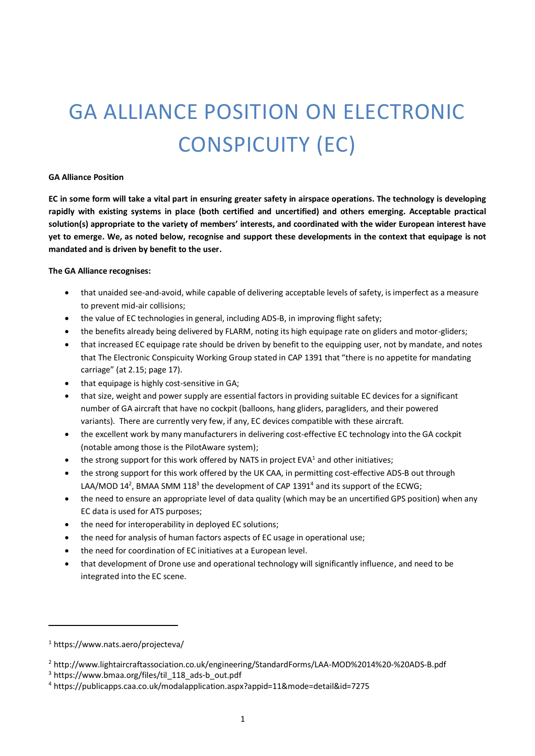# GA ALLIANCE POSITION ON ELECTRONIC CONSPICUITY (EC)

**GA Alliance Position**

**EC in some form will take a vital part in ensuring greater safety in airspace operations. The technology is developing rapidly with existing systems in place (both certified and uncertified) and others emerging. Acceptable practical solution(s) appropriate to the variety of members' interests, and coordinated with the wider European interest have yet to emerge. We, as noted below, recognise and support these developments in the context that equipage is not mandated and is driven by benefit to the user.**

**The GA Alliance recognises:**

- that unaided see-and-avoid, while capable of delivering acceptable levels of safety, is imperfect as a measure to prevent mid-air collisions;
- the value of EC technologies in general, including ADS-B, in improving flight safety;
- the benefits already being delivered by FLARM, noting its high equipage rate on gliders and motor-gliders;
- that increased EC equipage rate should be driven by benefit to the equipping user, not by mandate, and notes that The Electronic Conspicuity Working Group stated in CAP 1391 that "there is no appetite for mandating carriage" (at 2.15; page 17).
- that equipage is highly cost-sensitive in GA;
- that size, weight and power supply are essential factors in providing suitable EC devices for a significant number of GA aircraft that have no cockpit (balloons, hang gliders, paragliders, and their powered variants). There are currently very few, if any, EC devices compatible with these aircraft.
- the excellent work by many manufacturers in delivering cost-effective EC technology into the GA cockpit (notable among those is the PilotAware system);
- the strong support for this work offered by NATS in project EVA[1] and other initiatives;
- the strong support for this work offered by the UK CAA, in permitting cost-effective ADS-B out through LAA/MOD 14[2], BMAA SMM 118[3] the development of CAP 1391[4] and its support of the ECWG;
- the need to ensure an appropriate level of data quality (which may be an uncertified GPS position) when any EC data is used for ATS purposes;
- the need for interoperability in deployed EC solutions;
- the need for analysis of human factors aspects of EC usage in operational use;
- the need for coordination of EC initiatives at a European level.
- that development of Drone use and operational technology will significantly influence, and need to be integrated into the EC scene.

---

[1] https://www.nats.aero/projecteva/

[2] http://www.lightaircraftassociation.co.uk/engineering/StandardForms/LAA-MOD%2014%20-%20ADS-B.pdf

[3] https://www.bmaa.org/files/til_118_ads-b_out.pdf

[4] https://publicapps.caa.co.uk/modalapplication.aspx?appid=11&mode=detail&id=7275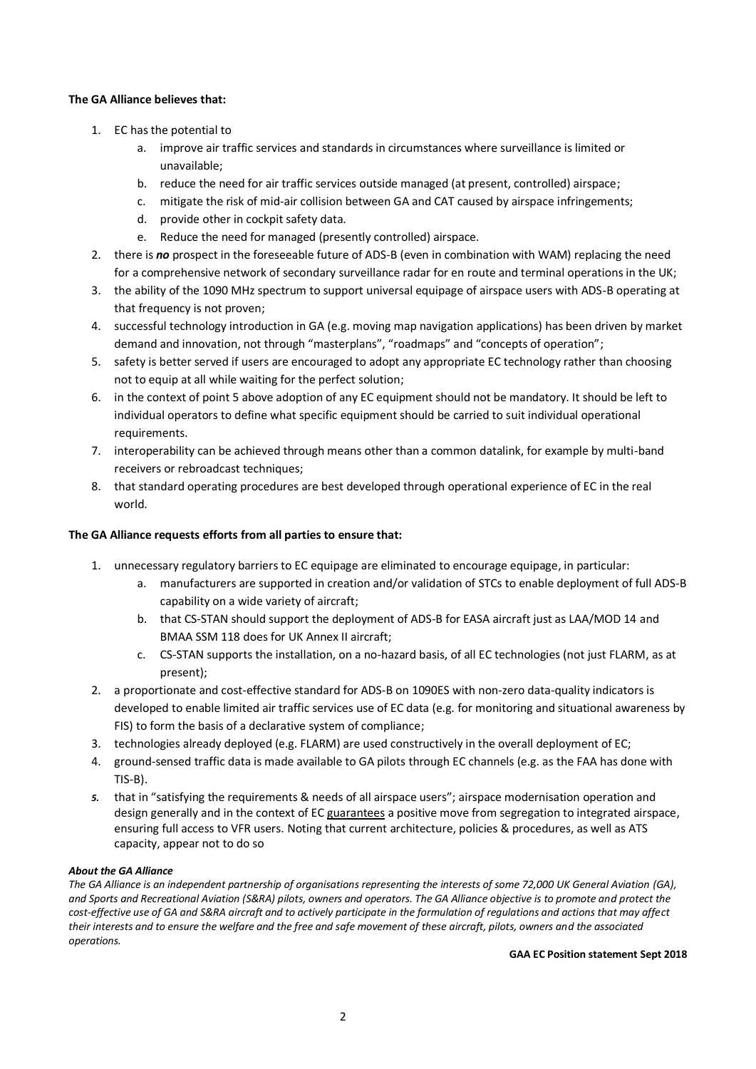**The GA Alliance believes that:**

1. EC has the potential to
   a. improve air traffic services and standards in circumstances where surveillance is limited or unavailable;
   b. reduce the need for air traffic services outside managed (at present, controlled) airspace;
   c. mitigate the risk of mid-air collision between GA and CAT caused by airspace infringements;
   d. provide other in cockpit safety data.
   e. Reduce the need for managed (presently controlled) airspace.
2. there is ***no*** prospect in the foreseeable future of ADS-B (even in combination with WAM) replacing the need for a comprehensive network of secondary surveillance radar for en route and terminal operations in the UK;
3. the ability of the 1090 MHz spectrum to support universal equipage of airspace users with ADS-B operating at that frequency is not proven;
4. successful technology introduction in GA (e.g. moving map navigation applications) has been driven by market demand and innovation, not through "masterplans", "roadmaps" and "concepts of operation";
5. safety is better served if users are encouraged to adopt any appropriate EC technology rather than choosing not to equip at all while waiting for the perfect solution;
6. in the context of point 5 above adoption of any EC equipment should not be mandatory. It should be left to individual operators to define what specific equipment should be carried to suit individual operational requirements.
7. interoperability can be achieved through means other than a common datalink, for example by multi-band receivers or rebroadcast techniques;
8. that standard operating procedures are best developed through operational experience of EC in the real world.

**The GA Alliance requests efforts from all parties to ensure that:**

1. unnecessary regulatory barriers to EC equipage are eliminated to encourage equipage, in particular:
   a. manufacturers are supported in creation and/or validation of STCs to enable deployment of full ADS-B capability on a wide variety of aircraft;
   b. that CS-STAN should support the deployment of ADS-B for EASA aircraft just as LAA/MOD 14 and BMAA SSM 118 does for UK Annex II aircraft;
   c. CS-STAN supports the installation, on a no-hazard basis, of all EC technologies (not just FLARM, as at present);
2. a proportionate and cost-effective standard for ADS-B on 1090ES with non-zero data-quality indicators is developed to enable limited air traffic services use of EC data (e.g. for monitoring and situational awareness by FIS) to form the basis of a declarative system of compliance;
3. technologies already deployed (e.g. FLARM) are used constructively in the overall deployment of EC;
4. ground-sensed traffic data is made available to GA pilots through EC channels (e.g. as the FAA has done with TIS-B).
5. that in "satisfying the requirements & needs of all airspace users"; airspace modernisation operation and design generally and in the context of EC guarantees a positive move from segregation to integrated airspace, ensuring full access to VFR users. Noting that current architecture, policies & procedures, as well as ATS capacity, appear not to do so

***About the GA Alliance***

*The GA Alliance is an independent partnership of organisations representing the interests of some 72,000 UK General Aviation (GA), and Sports and Recreational Aviation (S&RA) pilots, owners and operators. The GA Alliance objective is to promote and protect the cost-effective use of GA and S&RA aircraft and to actively participate in the formulation of regulations and actions that may affect their interests and to ensure the welfare and the free and safe movement of these aircraft, pilots, owners and the associated operations.*

**GAA EC Position statement Sept 2018**